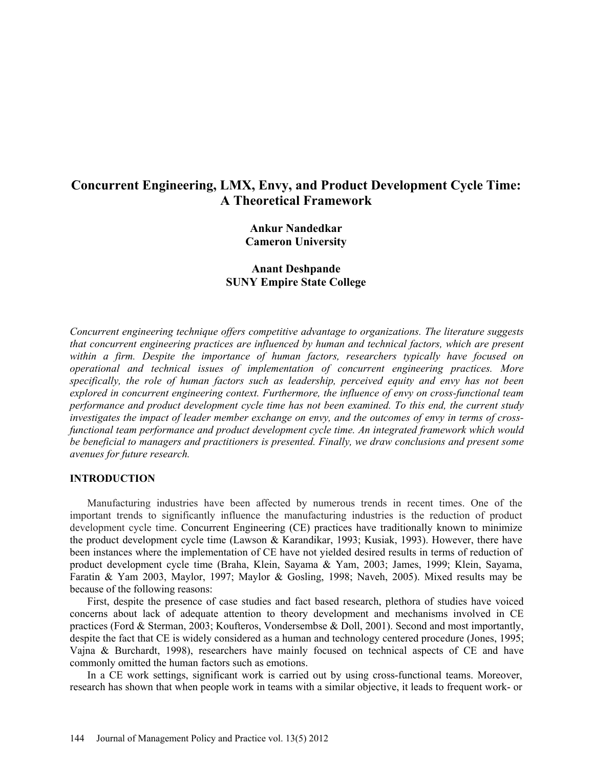# Concurrent Engineering, LMX, Envy, and Product Development Cycle Time: A Theoretical Framework

**Ankur Nandedkar**
**Cameron University**

**Anant Deshpande**
**SUNY Empire State College**

*Concurrent engineering technique offers competitive advantage to organizations. The literature suggests that concurrent engineering practices are influenced by human and technical factors, which are present within a firm. Despite the importance of human factors, researchers typically have focused on operational and technical issues of implementation of concurrent engineering practices. More specifically, the role of human factors such as leadership, perceived equity and envy has not been explored in concurrent engineering context. Furthermore, the influence of envy on cross-functional team performance and product development cycle time has not been examined. To this end, the current study investigates the impact of leader member exchange on envy, and the outcomes of envy in terms of cross-functional team performance and product development cycle time. An integrated framework which would be beneficial to managers and practitioners is presented. Finally, we draw conclusions and present some avenues for future research.*

## INTRODUCTION

Manufacturing industries have been affected by numerous trends in recent times. One of the important trends to significantly influence the manufacturing industries is the reduction of product development cycle time. Concurrent Engineering (CE) practices have traditionally known to minimize the product development cycle time (Lawson & Karandikar, 1993; Kusiak, 1993). However, there have been instances where the implementation of CE have not yielded desired results in terms of reduction of product development cycle time (Braha, Klein, Sayama & Yam, 2003; James, 1999; Klein, Sayama, Faratin & Yam 2003, Maylor, 1997; Maylor & Gosling, 1998; Naveh, 2005). Mixed results may be because of the following reasons:

First, despite the presence of case studies and fact based research, plethora of studies have voiced concerns about lack of adequate attention to theory development and mechanisms involved in CE practices (Ford & Sterman, 2003; Koufteros, Vondersembse & Doll, 2001). Second and most importantly, despite the fact that CE is widely considered as a human and technology centered procedure (Jones, 1995; Vajna & Burchardt, 1998), researchers have mainly focused on technical aspects of CE and have commonly omitted the human factors such as emotions.

In a CE work settings, significant work is carried out by using cross-functional teams. Moreover, research has shown that when people work in teams with a similar objective, it leads to frequent work- or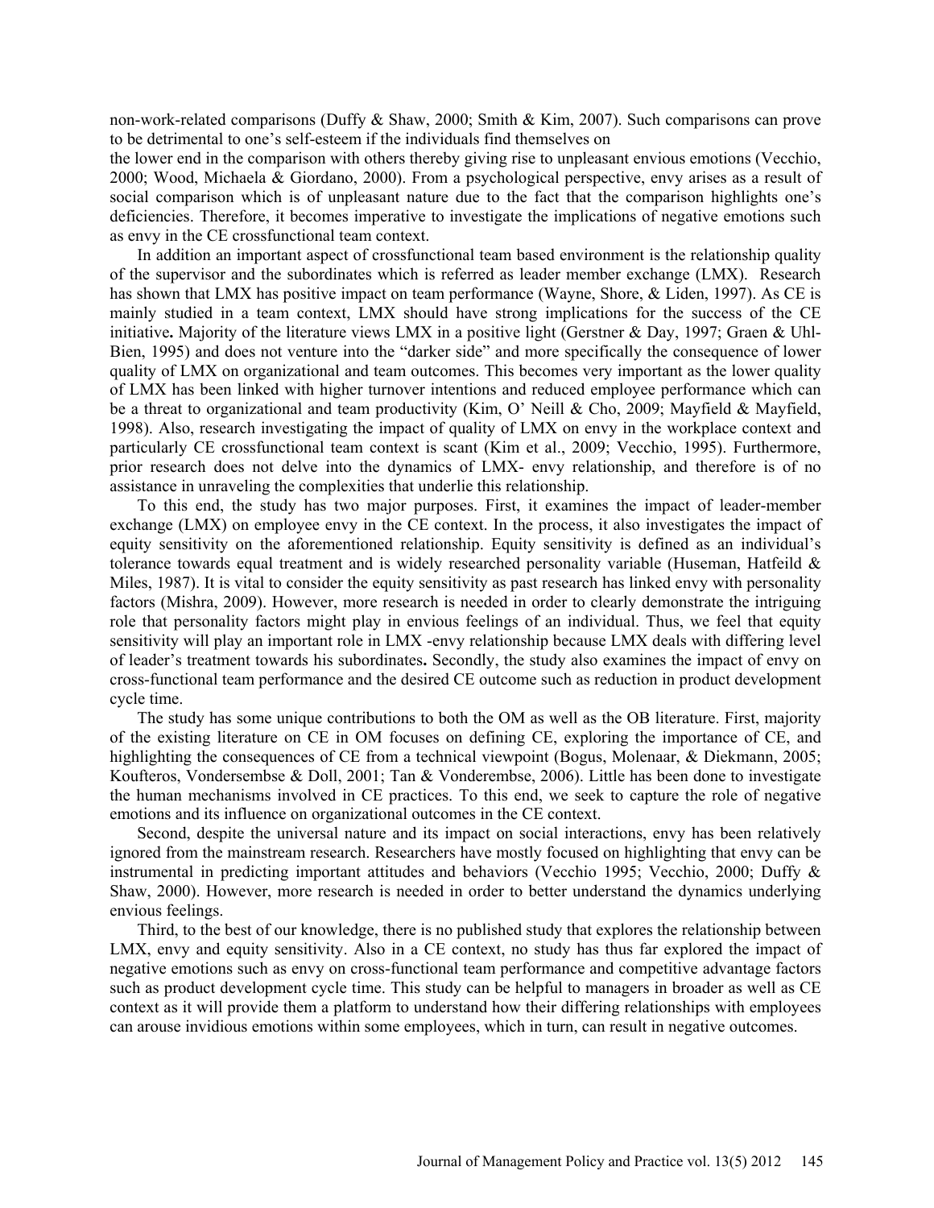non-work-related comparisons (Duffy & Shaw, 2000; Smith & Kim, 2007). Such comparisons can prove to be detrimental to one's self-esteem if the individuals find themselves on
the lower end in the comparison with others thereby giving rise to unpleasant envious emotions (Vecchio, 2000; Wood, Michaela & Giordano, 2000). From a psychological perspective, envy arises as a result of social comparison which is of unpleasant nature due to the fact that the comparison highlights one's deficiencies. Therefore, it becomes imperative to investigate the implications of negative emotions such as envy in the CE crossfunctional team context.

In addition an important aspect of crossfunctional team based environment is the relationship quality of the supervisor and the subordinates which is referred as leader member exchange (LMX). Research has shown that LMX has positive impact on team performance (Wayne, Shore, & Liden, 1997). As CE is mainly studied in a team context, LMX should have strong implications for the success of the CE initiative**.** Majority of the literature views LMX in a positive light (Gerstner & Day, 1997; Graen & Uhl-Bien, 1995) and does not venture into the "darker side" and more specifically the consequence of lower quality of LMX on organizational and team outcomes. This becomes very important as the lower quality of LMX has been linked with higher turnover intentions and reduced employee performance which can be a threat to organizational and team productivity (Kim, O' Neill & Cho, 2009; Mayfield & Mayfield, 1998). Also, research investigating the impact of quality of LMX on envy in the workplace context and particularly CE crossfunctional team context is scant (Kim et al., 2009; Vecchio, 1995). Furthermore, prior research does not delve into the dynamics of LMX- envy relationship, and therefore is of no assistance in unraveling the complexities that underlie this relationship.

To this end, the study has two major purposes. First, it examines the impact of leader-member exchange (LMX) on employee envy in the CE context. In the process, it also investigates the impact of equity sensitivity on the aforementioned relationship. Equity sensitivity is defined as an individual's tolerance towards equal treatment and is widely researched personality variable (Huseman, Hatfeild & Miles, 1987). It is vital to consider the equity sensitivity as past research has linked envy with personality factors (Mishra, 2009). However, more research is needed in order to clearly demonstrate the intriguing role that personality factors might play in envious feelings of an individual. Thus, we feel that equity sensitivity will play an important role in LMX -envy relationship because LMX deals with differing level of leader's treatment towards his subordinates**.** Secondly, the study also examines the impact of envy on cross-functional team performance and the desired CE outcome such as reduction in product development cycle time.

The study has some unique contributions to both the OM as well as the OB literature. First, majority of the existing literature on CE in OM focuses on defining CE, exploring the importance of CE, and highlighting the consequences of CE from a technical viewpoint (Bogus, Molenaar, & Diekmann, 2005; Koufteros, Vondersembse & Doll, 2001; Tan & Vonderembse, 2006). Little has been done to investigate the human mechanisms involved in CE practices. To this end, we seek to capture the role of negative emotions and its influence on organizational outcomes in the CE context.

Second, despite the universal nature and its impact on social interactions, envy has been relatively ignored from the mainstream research. Researchers have mostly focused on highlighting that envy can be instrumental in predicting important attitudes and behaviors (Vecchio 1995; Vecchio, 2000; Duffy & Shaw, 2000). However, more research is needed in order to better understand the dynamics underlying envious feelings.

Third, to the best of our knowledge, there is no published study that explores the relationship between LMX, envy and equity sensitivity. Also in a CE context, no study has thus far explored the impact of negative emotions such as envy on cross-functional team performance and competitive advantage factors such as product development cycle time. This study can be helpful to managers in broader as well as CE context as it will provide them a platform to understand how their differing relationships with employees can arouse invidious emotions within some employees, which in turn, can result in negative outcomes.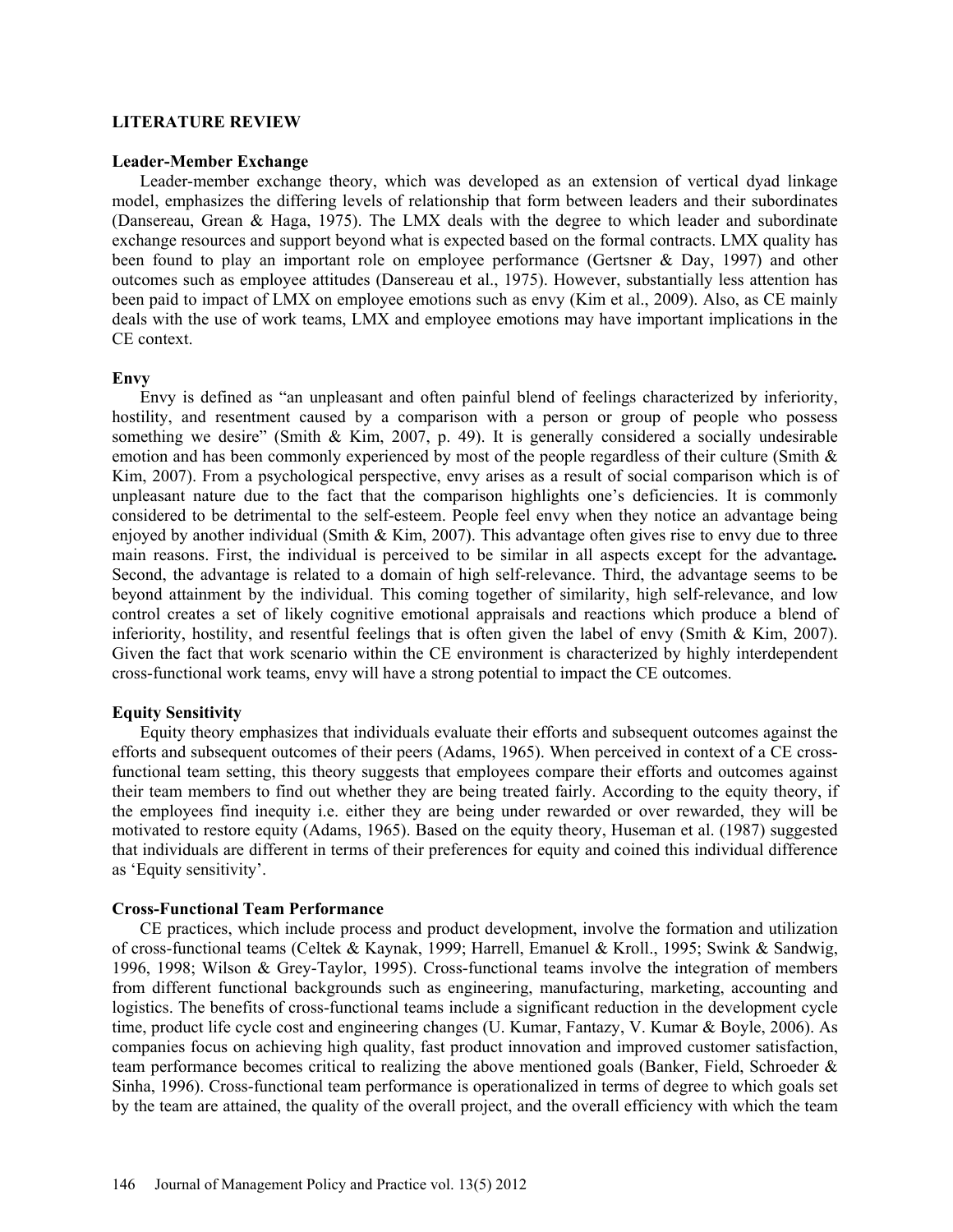## LITERATURE REVIEW

### Leader-Member Exchange

Leader-member exchange theory, which was developed as an extension of vertical dyad linkage model, emphasizes the differing levels of relationship that form between leaders and their subordinates (Dansereau, Grean & Haga, 1975). The LMX deals with the degree to which leader and subordinate exchange resources and support beyond what is expected based on the formal contracts. LMX quality has been found to play an important role on employee performance (Gertsner & Day, 1997) and other outcomes such as employee attitudes (Dansereau et al., 1975). However, substantially less attention has been paid to impact of LMX on employee emotions such as envy (Kim et al., 2009). Also, as CE mainly deals with the use of work teams, LMX and employee emotions may have important implications in the CE context.

### Envy

Envy is defined as "an unpleasant and often painful blend of feelings characterized by inferiority, hostility, and resentment caused by a comparison with a person or group of people who possess something we desire" (Smith & Kim, 2007, p. 49). It is generally considered a socially undesirable emotion and has been commonly experienced by most of the people regardless of their culture (Smith & Kim, 2007). From a psychological perspective, envy arises as a result of social comparison which is of unpleasant nature due to the fact that the comparison highlights one's deficiencies. It is commonly considered to be detrimental to the self-esteem. People feel envy when they notice an advantage being enjoyed by another individual (Smith & Kim, 2007). This advantage often gives rise to envy due to three main reasons. First, the individual is perceived to be similar in all aspects except for the advantage***.*** Second, the advantage is related to a domain of high self-relevance. Third, the advantage seems to be beyond attainment by the individual. This coming together of similarity, high self-relevance, and low control creates a set of likely cognitive emotional appraisals and reactions which produce a blend of inferiority, hostility, and resentful feelings that is often given the label of envy (Smith & Kim, 2007). Given the fact that work scenario within the CE environment is characterized by highly interdependent cross-functional work teams, envy will have a strong potential to impact the CE outcomes.

### Equity Sensitivity

Equity theory emphasizes that individuals evaluate their efforts and subsequent outcomes against the efforts and subsequent outcomes of their peers (Adams, 1965). When perceived in context of a CE cross-functional team setting, this theory suggests that employees compare their efforts and outcomes against their team members to find out whether they are being treated fairly. According to the equity theory, if the employees find inequity i.e. either they are being under rewarded or over rewarded, they will be motivated to restore equity (Adams, 1965). Based on the equity theory, Huseman et al. (1987) suggested that individuals are different in terms of their preferences for equity and coined this individual difference as 'Equity sensitivity'.

### Cross-Functional Team Performance

CE practices, which include process and product development, involve the formation and utilization of cross-functional teams (Celtek & Kaynak, 1999; Harrell, Emanuel & Kroll., 1995; Swink & Sandwig, 1996, 1998; Wilson & Grey-Taylor, 1995). Cross-functional teams involve the integration of members from different functional backgrounds such as engineering, manufacturing, marketing, accounting and logistics. The benefits of cross-functional teams include a significant reduction in the development cycle time, product life cycle cost and engineering changes (U. Kumar, Fantazy, V. Kumar & Boyle, 2006). As companies focus on achieving high quality, fast product innovation and improved customer satisfaction, team performance becomes critical to realizing the above mentioned goals (Banker, Field, Schroeder & Sinha, 1996). Cross-functional team performance is operationalized in terms of degree to which goals set by the team are attained, the quality of the overall project, and the overall efficiency with which the team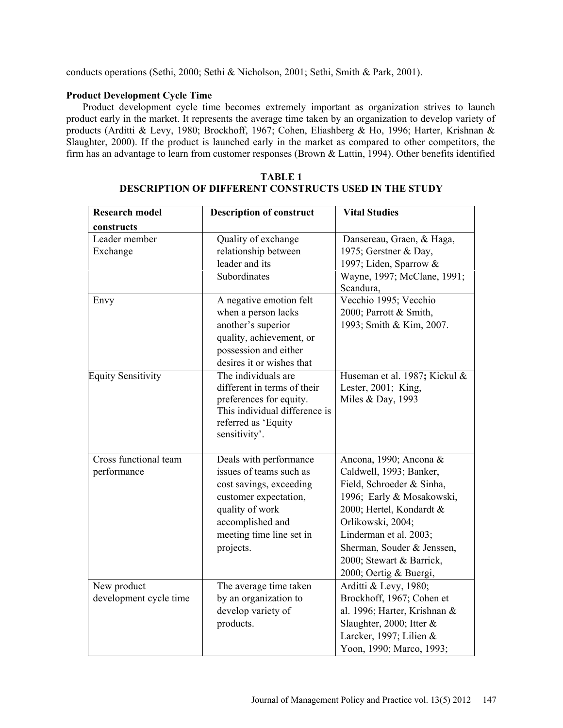conducts operations (Sethi, 2000; Sethi & Nicholson, 2001; Sethi, Smith & Park, 2001).

### Product Development Cycle Time

Product development cycle time becomes extremely important as organization strives to launch product early in the market. It represents the average time taken by an organization to develop variety of products (Arditti & Levy, 1980; Brockhoff, 1967; Cohen, Eliashberg & Ho, 1996; Harter, Krishnan & Slaughter, 2000). If the product is launched early in the market as compared to other competitors, the firm has an advantage to learn from customer responses (Brown & Lattin, 1994). Other benefits identified

**TABLE 1**
**DESCRIPTION OF DIFFERENT CONSTRUCTS USED IN THE STUDY**

| Research model constructs | Description of construct | Vital Studies |
|---|---|---|
| Leader member Exchange | Quality of exchange relationship between leader and its Subordinates | Dansereau, Graen, & Haga, 1975; Gerstner & Day, 1997; Liden, Sparrow & Wayne, 1997; McClane, 1991; Scandura, |
| Envy | A negative emotion felt when a person lacks another's superior quality, achievement, or possession and either desires it or wishes that | Vecchio 1995; Vecchio 2000; Parrott & Smith, 1993; Smith & Kim, 2007. |
| Equity Sensitivity | The individuals are different in terms of their preferences for equity. This individual difference is referred as 'Equity sensitivity'. | Huseman et al. 1987; Kickul & Lester, 2001; King, Miles & Day, 1993 |
| Cross functional team performance | Deals with performance issues of teams such as cost savings, exceeding customer expectation, quality of work accomplished and meeting time line set in projects. | Ancona, 1990; Ancona & Caldwell, 1993; Banker, Field, Schroeder & Sinha, 1996; Early & Mosakowski, 2000; Hertel, Kondardt & Orlikowski, 2004; Linderman et al. 2003; Sherman, Souder & Jenssen, 2000; Stewart & Barrick, 2000; Oertig & Buergi, |
| New product development cycle time | The average time taken by an organization to develop variety of products. | Arditti & Levy, 1980; Brockhoff, 1967; Cohen et al. 1996; Harter, Krishnan & Slaughter, 2000; Itter & Larcker, 1997; Lilien & Yoon, 1990; Marco, 1993; |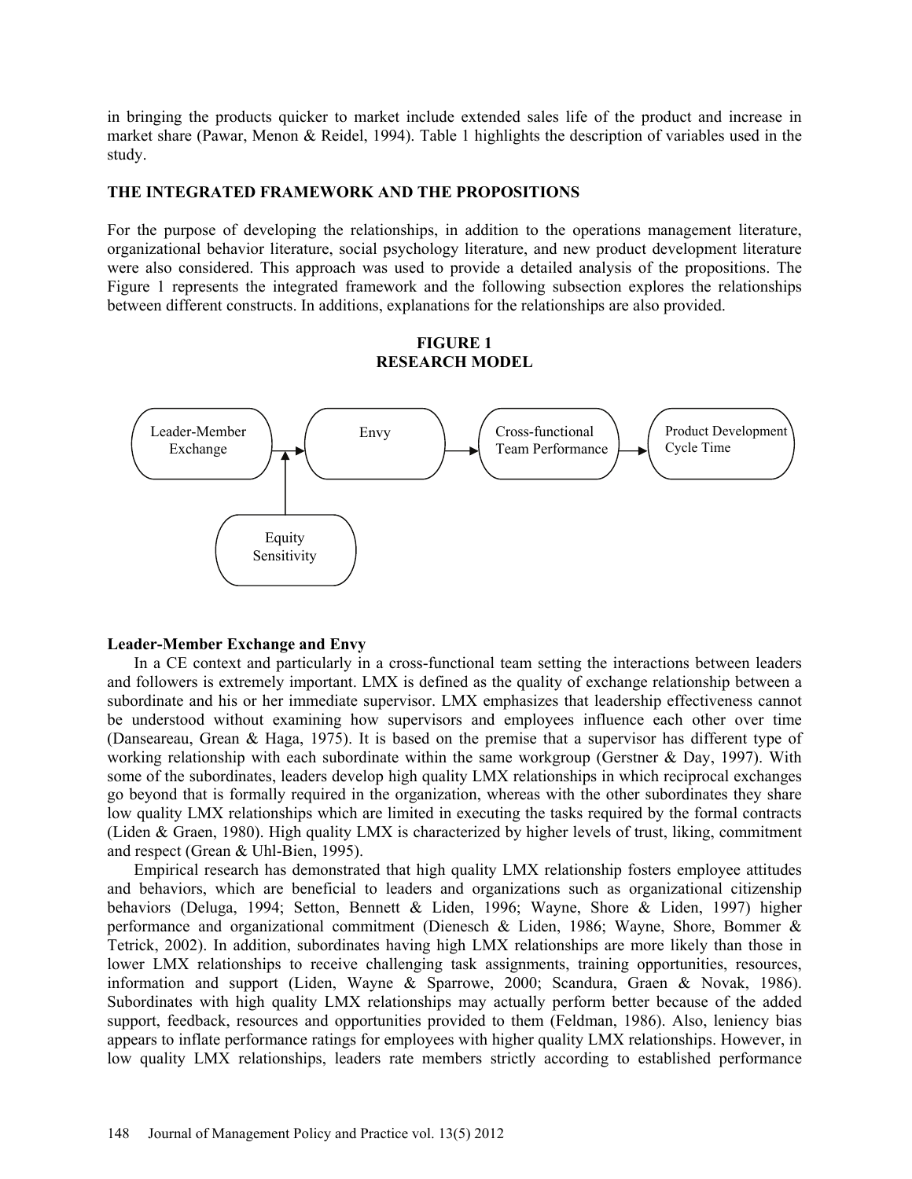in bringing the products quicker to market include extended sales life of the product and increase in market share (Pawar, Menon & Reidel, 1994). Table 1 highlights the description of variables used in the study.

## THE INTEGRATED FRAMEWORK AND THE PROPOSITIONS

For the purpose of developing the relationships, in addition to the operations management literature, organizational behavior literature, social psychology literature, and new product development literature were also considered. This approach was used to provide a detailed analysis of the propositions. The Figure 1 represents the integrated framework and the following subsection explores the relationships between different constructs. In additions, explanations for the relationships are also provided.

**FIGURE 1**
**RESEARCH MODEL**

Leader-Member Exchange → Envy → Cross-functional Team Performance → Product Development Cycle Time

Equity Sensitivity → (moderates Leader-Member Exchange → Envy)

### Leader-Member Exchange and Envy

In a CE context and particularly in a cross-functional team setting the interactions between leaders and followers is extremely important. LMX is defined as the quality of exchange relationship between a subordinate and his or her immediate supervisor. LMX emphasizes that leadership effectiveness cannot be understood without examining how supervisors and employees influence each other over time (Danseareau, Grean & Haga, 1975). It is based on the premise that a supervisor has different type of working relationship with each subordinate within the same workgroup (Gerstner & Day, 1997). With some of the subordinates, leaders develop high quality LMX relationships in which reciprocal exchanges go beyond that is formally required in the organization, whereas with the other subordinates they share low quality LMX relationships which are limited in executing the tasks required by the formal contracts (Liden & Graen, 1980). High quality LMX is characterized by higher levels of trust, liking, commitment and respect (Grean & Uhl-Bien, 1995).

Empirical research has demonstrated that high quality LMX relationship fosters employee attitudes and behaviors, which are beneficial to leaders and organizations such as organizational citizenship behaviors (Deluga, 1994; Setton, Bennett & Liden, 1996; Wayne, Shore & Liden, 1997) higher performance and organizational commitment (Dienesch & Liden, 1986; Wayne, Shore, Bommer & Tetrick, 2002). In addition, subordinates having high LMX relationships are more likely than those in lower LMX relationships to receive challenging task assignments, training opportunities, resources, information and support (Liden, Wayne & Sparrowe, 2000; Scandura, Graen & Novak, 1986). Subordinates with high quality LMX relationships may actually perform better because of the added support, feedback, resources and opportunities provided to them (Feldman, 1986). Also, leniency bias appears to inflate performance ratings for employees with higher quality LMX relationships. However, in low quality LMX relationships, leaders rate members strictly according to established performance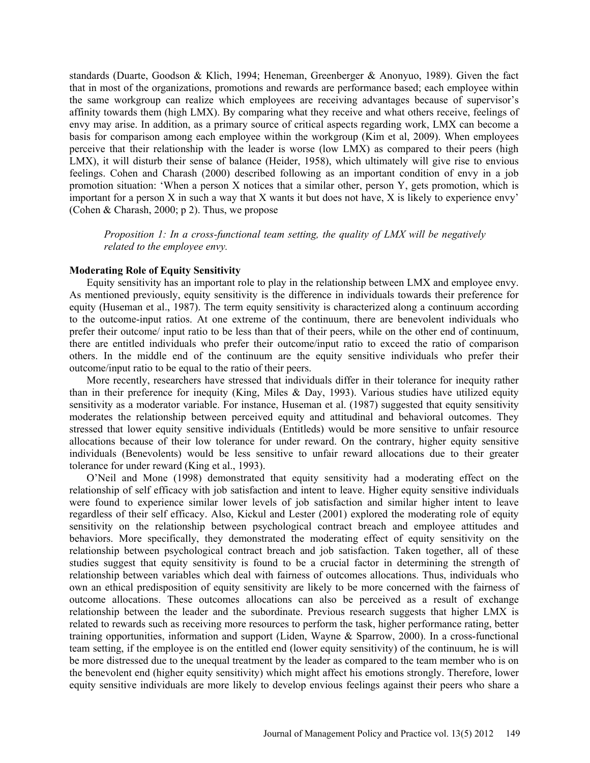standards (Duarte, Goodson & Klich, 1994; Heneman, Greenberger & Anonyuo, 1989). Given the fact that in most of the organizations, promotions and rewards are performance based; each employee within the same workgroup can realize which employees are receiving advantages because of supervisor's affinity towards them (high LMX). By comparing what they receive and what others receive, feelings of envy may arise. In addition, as a primary source of critical aspects regarding work, LMX can become a basis for comparison among each employee within the workgroup (Kim et al, 2009). When employees perceive that their relationship with the leader is worse (low LMX) as compared to their peers (high LMX), it will disturb their sense of balance (Heider, 1958), which ultimately will give rise to envious feelings. Cohen and Charash (2000) described following as an important condition of envy in a job promotion situation: 'When a person X notices that a similar other, person Y, gets promotion, which is important for a person X in such a way that X wants it but does not have, X is likely to experience envy' (Cohen & Charash, 2000; p 2). Thus, we propose

> *Proposition 1: In a cross-functional team setting, the quality of LMX will be negatively related to the employee envy.*

### Moderating Role of Equity Sensitivity

Equity sensitivity has an important role to play in the relationship between LMX and employee envy. As mentioned previously, equity sensitivity is the difference in individuals towards their preference for equity (Huseman et al., 1987). The term equity sensitivity is characterized along a continuum according to the outcome-input ratios. At one extreme of the continuum, there are benevolent individuals who prefer their outcome/ input ratio to be less than that of their peers, while on the other end of continuum, there are entitled individuals who prefer their outcome/input ratio to exceed the ratio of comparison others. In the middle end of the continuum are the equity sensitive individuals who prefer their outcome/input ratio to be equal to the ratio of their peers.

More recently, researchers have stressed that individuals differ in their tolerance for inequity rather than in their preference for inequity (King, Miles & Day, 1993). Various studies have utilized equity sensitivity as a moderator variable. For instance, Huseman et al. (1987) suggested that equity sensitivity moderates the relationship between perceived equity and attitudinal and behavioral outcomes. They stressed that lower equity sensitive individuals (Entitleds) would be more sensitive to unfair resource allocations because of their low tolerance for under reward. On the contrary, higher equity sensitive individuals (Benevolents) would be less sensitive to unfair reward allocations due to their greater tolerance for under reward (King et al., 1993).

O'Neil and Mone (1998) demonstrated that equity sensitivity had a moderating effect on the relationship of self efficacy with job satisfaction and intent to leave. Higher equity sensitive individuals were found to experience similar lower levels of job satisfaction and similar higher intent to leave regardless of their self efficacy. Also, Kickul and Lester (2001) explored the moderating role of equity sensitivity on the relationship between psychological contract breach and employee attitudes and behaviors. More specifically, they demonstrated the moderating effect of equity sensitivity on the relationship between psychological contract breach and job satisfaction. Taken together, all of these studies suggest that equity sensitivity is found to be a crucial factor in determining the strength of relationship between variables which deal with fairness of outcomes allocations. Thus, individuals who own an ethical predisposition of equity sensitivity are likely to be more concerned with the fairness of outcome allocations. These outcomes allocations can also be perceived as a result of exchange relationship between the leader and the subordinate. Previous research suggests that higher LMX is related to rewards such as receiving more resources to perform the task, higher performance rating, better training opportunities, information and support (Liden, Wayne & Sparrow, 2000). In a cross-functional team setting, if the employee is on the entitled end (lower equity sensitivity) of the continuum, he is will be more distressed due to the unequal treatment by the leader as compared to the team member who is on the benevolent end (higher equity sensitivity) which might affect his emotions strongly. Therefore, lower equity sensitive individuals are more likely to develop envious feelings against their peers who share a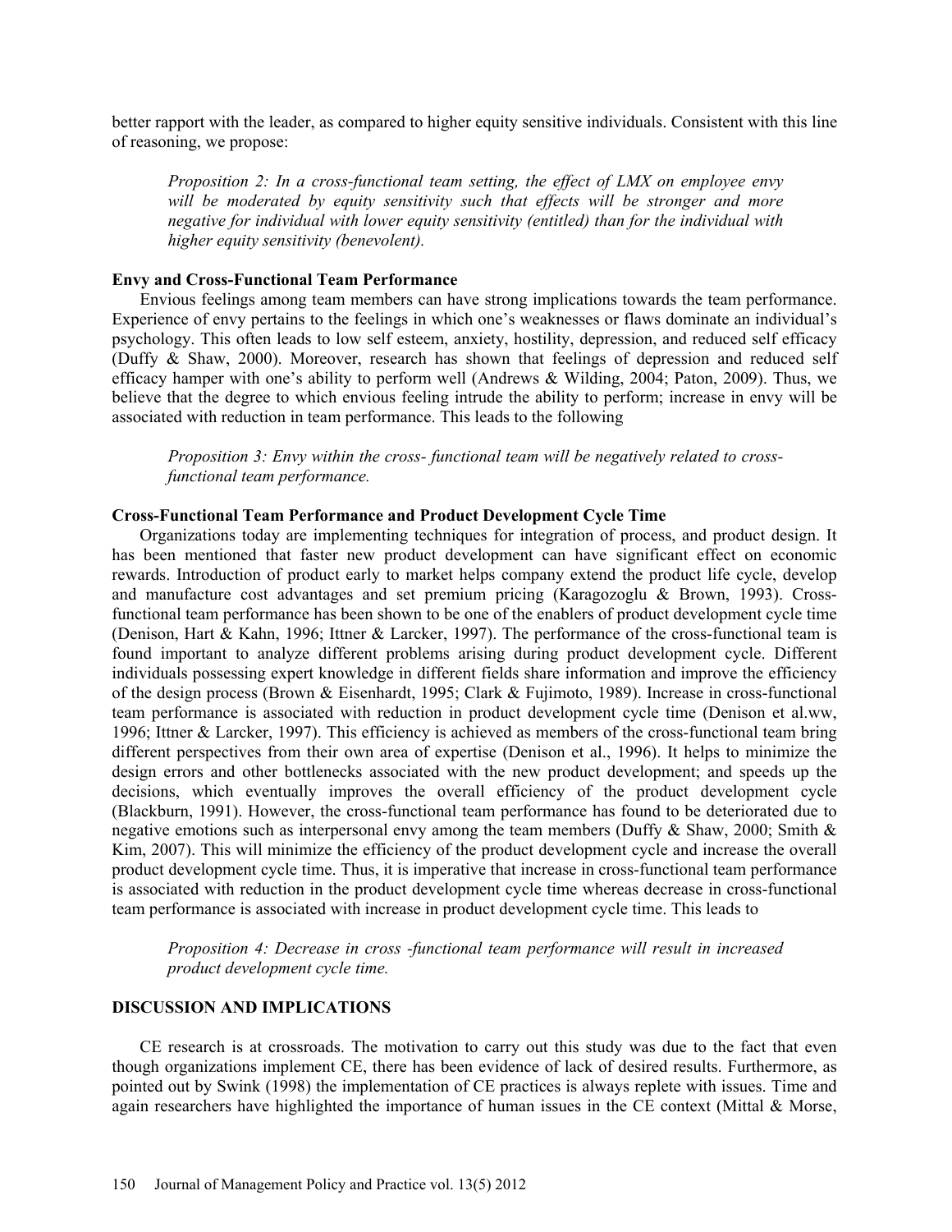better rapport with the leader, as compared to higher equity sensitive individuals. Consistent with this line of reasoning, we propose:

> *Proposition 2: In a cross-functional team setting, the effect of LMX on employee envy will be moderated by equity sensitivity such that effects will be stronger and more negative for individual with lower equity sensitivity (entitled) than for the individual with higher equity sensitivity (benevolent).*

**Envy and Cross-Functional Team Performance**

Envious feelings among team members can have strong implications towards the team performance. Experience of envy pertains to the feelings in which one's weaknesses or flaws dominate an individual's psychology. This often leads to low self esteem, anxiety, hostility, depression, and reduced self efficacy (Duffy & Shaw, 2000). Moreover, research has shown that feelings of depression and reduced self efficacy hamper with one's ability to perform well (Andrews & Wilding, 2004; Paton, 2009). Thus, we believe that the degree to which envious feeling intrude the ability to perform; increase in envy will be associated with reduction in team performance. This leads to the following

> *Proposition 3: Envy within the cross- functional team will be negatively related to cross-functional team performance.*

**Cross-Functional Team Performance and Product Development Cycle Time**

Organizations today are implementing techniques for integration of process, and product design. It has been mentioned that faster new product development can have significant effect on economic rewards. Introduction of product early to market helps company extend the product life cycle, develop and manufacture cost advantages and set premium pricing (Karagozoglu & Brown, 1993). Cross-functional team performance has been shown to be one of the enablers of product development cycle time (Denison, Hart & Kahn, 1996; Ittner & Larcker, 1997). The performance of the cross-functional team is found important to analyze different problems arising during product development cycle. Different individuals possessing expert knowledge in different fields share information and improve the efficiency of the design process (Brown & Eisenhardt, 1995; Clark & Fujimoto, 1989). Increase in cross-functional team performance is associated with reduction in product development cycle time (Denison et al.ww, 1996; Ittner & Larcker, 1997). This efficiency is achieved as members of the cross-functional team bring different perspectives from their own area of expertise (Denison et al., 1996). It helps to minimize the design errors and other bottlenecks associated with the new product development; and speeds up the decisions, which eventually improves the overall efficiency of the product development cycle (Blackburn, 1991). However, the cross-functional team performance has found to be deteriorated due to negative emotions such as interpersonal envy among the team members (Duffy & Shaw, 2000; Smith & Kim, 2007). This will minimize the efficiency of the product development cycle and increase the overall product development cycle time. Thus, it is imperative that increase in cross-functional team performance is associated with reduction in the product development cycle time whereas decrease in cross-functional team performance is associated with increase in product development cycle time. This leads to

> *Proposition 4: Decrease in cross -functional team performance will result in increased product development cycle time.*

## DISCUSSION AND IMPLICATIONS

CE research is at crossroads. The motivation to carry out this study was due to the fact that even though organizations implement CE, there has been evidence of lack of desired results. Furthermore, as pointed out by Swink (1998) the implementation of CE practices is always replete with issues. Time and again researchers have highlighted the importance of human issues in the CE context (Mittal & Morse,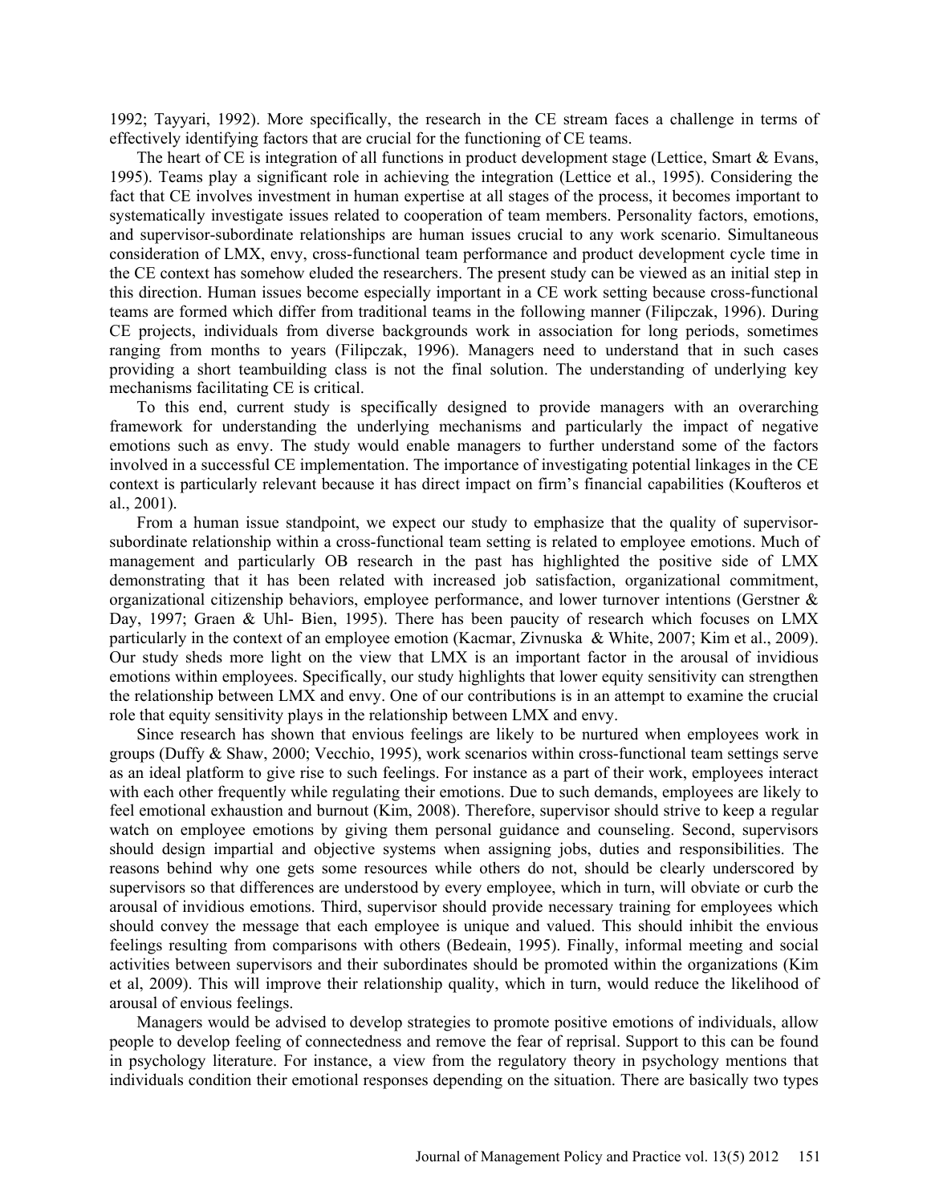1992; Tayyari, 1992). More specifically, the research in the CE stream faces a challenge in terms of effectively identifying factors that are crucial for the functioning of CE teams.

The heart of CE is integration of all functions in product development stage (Lettice, Smart & Evans, 1995). Teams play a significant role in achieving the integration (Lettice et al., 1995). Considering the fact that CE involves investment in human expertise at all stages of the process, it becomes important to systematically investigate issues related to cooperation of team members. Personality factors, emotions, and supervisor-subordinate relationships are human issues crucial to any work scenario. Simultaneous consideration of LMX, envy, cross-functional team performance and product development cycle time in the CE context has somehow eluded the researchers. The present study can be viewed as an initial step in this direction. Human issues become especially important in a CE work setting because cross-functional teams are formed which differ from traditional teams in the following manner (Filipczak, 1996). During CE projects, individuals from diverse backgrounds work in association for long periods, sometimes ranging from months to years (Filipczak, 1996). Managers need to understand that in such cases providing a short teambuilding class is not the final solution. The understanding of underlying key mechanisms facilitating CE is critical.

To this end, current study is specifically designed to provide managers with an overarching framework for understanding the underlying mechanisms and particularly the impact of negative emotions such as envy. The study would enable managers to further understand some of the factors involved in a successful CE implementation. The importance of investigating potential linkages in the CE context is particularly relevant because it has direct impact on firm's financial capabilities (Koufteros et al., 2001).

From a human issue standpoint, we expect our study to emphasize that the quality of supervisor-subordinate relationship within a cross-functional team setting is related to employee emotions. Much of management and particularly OB research in the past has highlighted the positive side of LMX demonstrating that it has been related with increased job satisfaction, organizational commitment, organizational citizenship behaviors, employee performance, and lower turnover intentions (Gerstner & Day, 1997; Graen & Uhl- Bien, 1995). There has been paucity of research which focuses on LMX particularly in the context of an employee emotion (Kacmar, Zivnuska & White, 2007; Kim et al., 2009). Our study sheds more light on the view that LMX is an important factor in the arousal of invidious emotions within employees. Specifically, our study highlights that lower equity sensitivity can strengthen the relationship between LMX and envy. One of our contributions is in an attempt to examine the crucial role that equity sensitivity plays in the relationship between LMX and envy.

Since research has shown that envious feelings are likely to be nurtured when employees work in groups (Duffy & Shaw, 2000; Vecchio, 1995), work scenarios within cross-functional team settings serve as an ideal platform to give rise to such feelings. For instance as a part of their work, employees interact with each other frequently while regulating their emotions. Due to such demands, employees are likely to feel emotional exhaustion and burnout (Kim, 2008). Therefore, supervisor should strive to keep a regular watch on employee emotions by giving them personal guidance and counseling. Second, supervisors should design impartial and objective systems when assigning jobs, duties and responsibilities. The reasons behind why one gets some resources while others do not, should be clearly underscored by supervisors so that differences are understood by every employee, which in turn, will obviate or curb the arousal of invidious emotions. Third, supervisor should provide necessary training for employees which should convey the message that each employee is unique and valued. This should inhibit the envious feelings resulting from comparisons with others (Bedeain, 1995). Finally, informal meeting and social activities between supervisors and their subordinates should be promoted within the organizations (Kim et al, 2009). This will improve their relationship quality, which in turn, would reduce the likelihood of arousal of envious feelings.

Managers would be advised to develop strategies to promote positive emotions of individuals, allow people to develop feeling of connectedness and remove the fear of reprisal. Support to this can be found in psychology literature. For instance, a view from the regulatory theory in psychology mentions that individuals condition their emotional responses depending on the situation. There are basically two types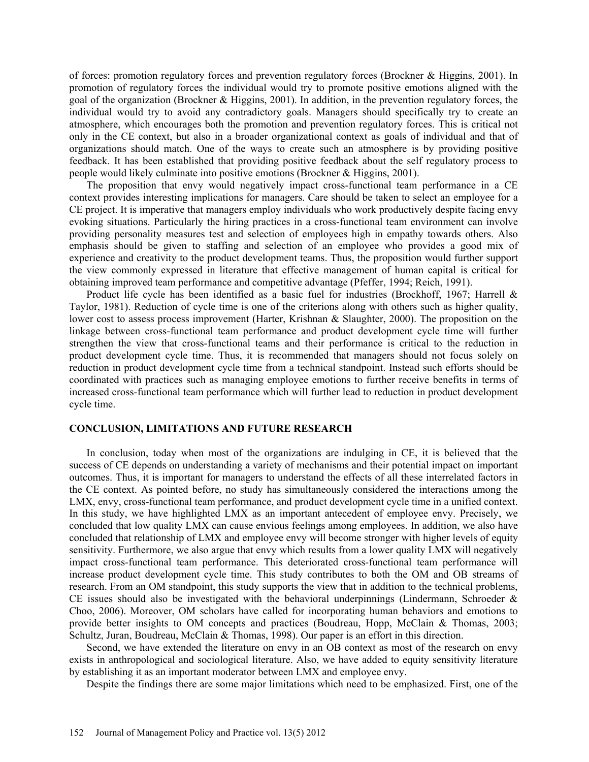of forces: promotion regulatory forces and prevention regulatory forces (Brockner & Higgins, 2001). In promotion of regulatory forces the individual would try to promote positive emotions aligned with the goal of the organization (Brockner & Higgins, 2001). In addition, in the prevention regulatory forces, the individual would try to avoid any contradictory goals. Managers should specifically try to create an atmosphere, which encourages both the promotion and prevention regulatory forces. This is critical not only in the CE context, but also in a broader organizational context as goals of individual and that of organizations should match. One of the ways to create such an atmosphere is by providing positive feedback. It has been established that providing positive feedback about the self regulatory process to people would likely culminate into positive emotions (Brockner & Higgins, 2001).

The proposition that envy would negatively impact cross-functional team performance in a CE context provides interesting implications for managers. Care should be taken to select an employee for a CE project. It is imperative that managers employ individuals who work productively despite facing envy evoking situations. Particularly the hiring practices in a cross-functional team environment can involve providing personality measures test and selection of employees high in empathy towards others. Also emphasis should be given to staffing and selection of an employee who provides a good mix of experience and creativity to the product development teams. Thus, the proposition would further support the view commonly expressed in literature that effective management of human capital is critical for obtaining improved team performance and competitive advantage (Pfeffer, 1994; Reich, 1991).

Product life cycle has been identified as a basic fuel for industries (Brockhoff, 1967; Harrell & Taylor, 1981). Reduction of cycle time is one of the criterions along with others such as higher quality, lower cost to assess process improvement (Harter, Krishnan & Slaughter, 2000). The proposition on the linkage between cross-functional team performance and product development cycle time will further strengthen the view that cross-functional teams and their performance is critical to the reduction in product development cycle time. Thus, it is recommended that managers should not focus solely on reduction in product development cycle time from a technical standpoint. Instead such efforts should be coordinated with practices such as managing employee emotions to further receive benefits in terms of increased cross-functional team performance which will further lead to reduction in product development cycle time.

## CONCLUSION, LIMITATIONS AND FUTURE RESEARCH

In conclusion, today when most of the organizations are indulging in CE, it is believed that the success of CE depends on understanding a variety of mechanisms and their potential impact on important outcomes. Thus, it is important for managers to understand the effects of all these interrelated factors in the CE context. As pointed before, no study has simultaneously considered the interactions among the LMX, envy, cross-functional team performance, and product development cycle time in a unified context. In this study, we have highlighted LMX as an important antecedent of employee envy. Precisely, we concluded that low quality LMX can cause envious feelings among employees. In addition, we also have concluded that relationship of LMX and employee envy will become stronger with higher levels of equity sensitivity. Furthermore, we also argue that envy which results from a lower quality LMX will negatively impact cross-functional team performance. This deteriorated cross-functional team performance will increase product development cycle time. This study contributes to both the OM and OB streams of research. From an OM standpoint, this study supports the view that in addition to the technical problems, CE issues should also be investigated with the behavioral underpinnings (Lindermann, Schroeder & Choo, 2006). Moreover, OM scholars have called for incorporating human behaviors and emotions to provide better insights to OM concepts and practices (Boudreau, Hopp, McClain & Thomas, 2003; Schultz, Juran, Boudreau, McClain & Thomas, 1998). Our paper is an effort in this direction.

Second, we have extended the literature on envy in an OB context as most of the research on envy exists in anthropological and sociological literature. Also, we have added to equity sensitivity literature by establishing it as an important moderator between LMX and employee envy.

Despite the findings there are some major limitations which need to be emphasized. First, one of the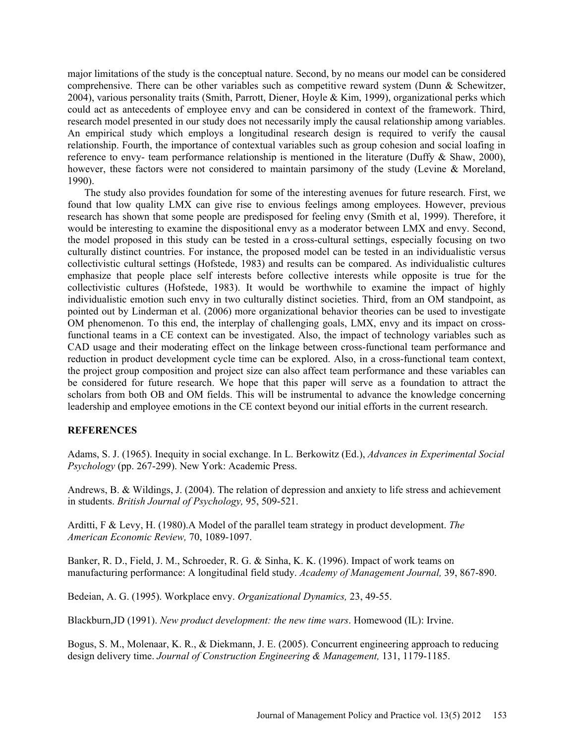major limitations of the study is the conceptual nature. Second, by no means our model can be considered comprehensive. There can be other variables such as competitive reward system (Dunn & Schewitzer, 2004), various personality traits (Smith, Parrott, Diener, Hoyle & Kim, 1999), organizational perks which could act as antecedents of employee envy and can be considered in context of the framework. Third, research model presented in our study does not necessarily imply the causal relationship among variables. An empirical study which employs a longitudinal research design is required to verify the causal relationship. Fourth, the importance of contextual variables such as group cohesion and social loafing in reference to envy- team performance relationship is mentioned in the literature (Duffy & Shaw, 2000), however, these factors were not considered to maintain parsimony of the study (Levine & Moreland, 1990).

The study also provides foundation for some of the interesting avenues for future research. First, we found that low quality LMX can give rise to envious feelings among employees. However, previous research has shown that some people are predisposed for feeling envy (Smith et al, 1999). Therefore, it would be interesting to examine the dispositional envy as a moderator between LMX and envy. Second, the model proposed in this study can be tested in a cross-cultural settings, especially focusing on two culturally distinct countries. For instance, the proposed model can be tested in an individualistic versus collectivistic cultural settings (Hofstede, 1983) and results can be compared. As individualistic cultures emphasize that people place self interests before collective interests while opposite is true for the collectivistic cultures (Hofstede, 1983). It would be worthwhile to examine the impact of highly individualistic emotion such envy in two culturally distinct societies. Third, from an OM standpoint, as pointed out by Linderman et al. (2006) more organizational behavior theories can be used to investigate OM phenomenon. To this end, the interplay of challenging goals, LMX, envy and its impact on cross-functional teams in a CE context can be investigated. Also, the impact of technology variables such as CAD usage and their moderating effect on the linkage between cross-functional team performance and reduction in product development cycle time can be explored. Also, in a cross-functional team context, the project group composition and project size can also affect team performance and these variables can be considered for future research. We hope that this paper will serve as a foundation to attract the scholars from both OB and OM fields. This will be instrumental to advance the knowledge concerning leadership and employee emotions in the CE context beyond our initial efforts in the current research.

## REFERENCES

Adams, S. J. (1965). Inequity in social exchange. In L. Berkowitz (Ed.), *Advances in Experimental Social Psychology* (pp. 267-299). New York: Academic Press.

Andrews, B. & Wildings, J. (2004). The relation of depression and anxiety to life stress and achievement in students. *British Journal of Psychology,* 95, 509-521.

Arditti, F & Levy, H. (1980).A Model of the parallel team strategy in product development. *The American Economic Review,* 70, 1089-1097.

Banker, R. D., Field, J. M., Schroeder, R. G. & Sinha, K. K. (1996). Impact of work teams on manufacturing performance: A longitudinal field study. *Academy of Management Journal,* 39, 867-890.

Bedeian, A. G. (1995). Workplace envy. *Organizational Dynamics,* 23, 49-55.

Blackburn,JD (1991). *New product development: the new time wars*. Homewood (IL): Irvine.

Bogus, S. M., Molenaar, K. R., & Diekmann, J. E. (2005). Concurrent engineering approach to reducing design delivery time. *Journal of Construction Engineering & Management,* 131, 1179-1185.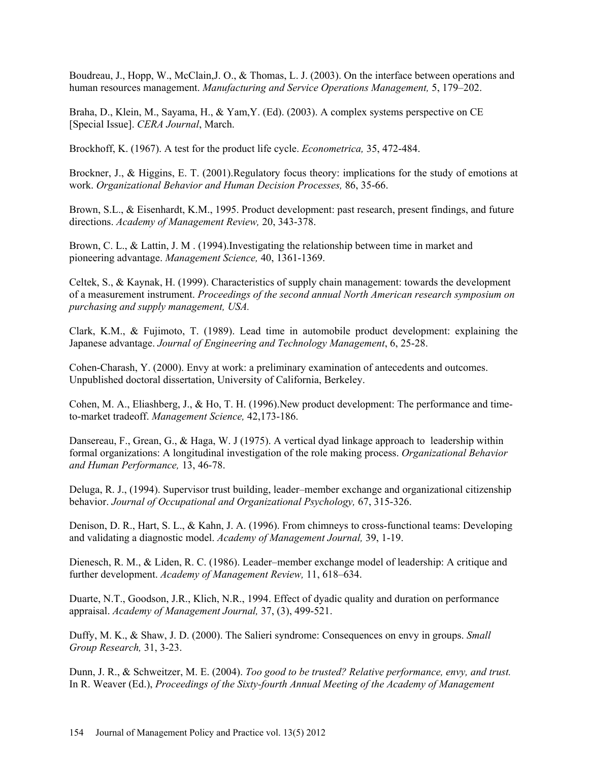Boudreau, J., Hopp, W., McClain,J. O., & Thomas, L. J. (2003). On the interface between operations and human resources management. *Manufacturing and Service Operations Management,* 5, 179–202.

Braha, D., Klein, M., Sayama, H., & Yam,Y. (Ed). (2003). A complex systems perspective on CE [Special Issue]. *CERA Journal*, March.

Brockhoff, K. (1967). A test for the product life cycle. *Econometrica,* 35, 472-484.

Brockner, J., & Higgins, E. T. (2001).Regulatory focus theory: implications for the study of emotions at work. *Organizational Behavior and Human Decision Processes,* 86, 35-66.

Brown, S.L., & Eisenhardt, K.M., 1995. Product development: past research, present findings, and future directions. *Academy of Management Review,* 20, 343-378.

Brown, C. L., & Lattin, J. M . (1994).Investigating the relationship between time in market and pioneering advantage. *Management Science,* 40, 1361-1369.

Celtek, S., & Kaynak, H. (1999). Characteristics of supply chain management: towards the development of a measurement instrument. *Proceedings of the second annual North American research symposium on purchasing and supply management, USA.*

Clark, K.M., & Fujimoto, T. (1989). Lead time in automobile product development: explaining the Japanese advantage. *Journal of Engineering and Technology Management*, 6, 25-28.

Cohen-Charash, Y. (2000). Envy at work: a preliminary examination of antecedents and outcomes. Unpublished doctoral dissertation, University of California, Berkeley.

Cohen, M. A., Eliashberg, J., & Ho, T. H. (1996).New product development: The performance and time-to-market tradeoff. *Management Science,* 42,173-186.

Dansereau, F., Grean, G., & Haga, W. J (1975). A vertical dyad linkage approach to leadership within formal organizations: A longitudinal investigation of the role making process. *Organizational Behavior and Human Performance,* 13, 46-78.

Deluga, R. J., (1994). Supervisor trust building, leader–member exchange and organizational citizenship behavior. *Journal of Occupational and Organizational Psychology,* 67, 315-326.

Denison, D. R., Hart, S. L., & Kahn, J. A. (1996). From chimneys to cross-functional teams: Developing and validating a diagnostic model. *Academy of Management Journal,* 39, 1-19.

Dienesch, R. M., & Liden, R. C. (1986). Leader–member exchange model of leadership: A critique and further development. *Academy of Management Review,* 11, 618–634.

Duarte, N.T., Goodson, J.R., Klich, N.R., 1994. Effect of dyadic quality and duration on performance appraisal. *Academy of Management Journal,* 37, (3), 499-521.

Duffy, M. K., & Shaw, J. D. (2000). The Salieri syndrome: Consequences on envy in groups. *Small Group Research,* 31, 3-23.

Dunn, J. R., & Schweitzer, M. E. (2004). *Too good to be trusted? Relative performance, envy, and trust.* In R. Weaver (Ed.), *Proceedings of the Sixty-fourth Annual Meeting of the Academy of Management*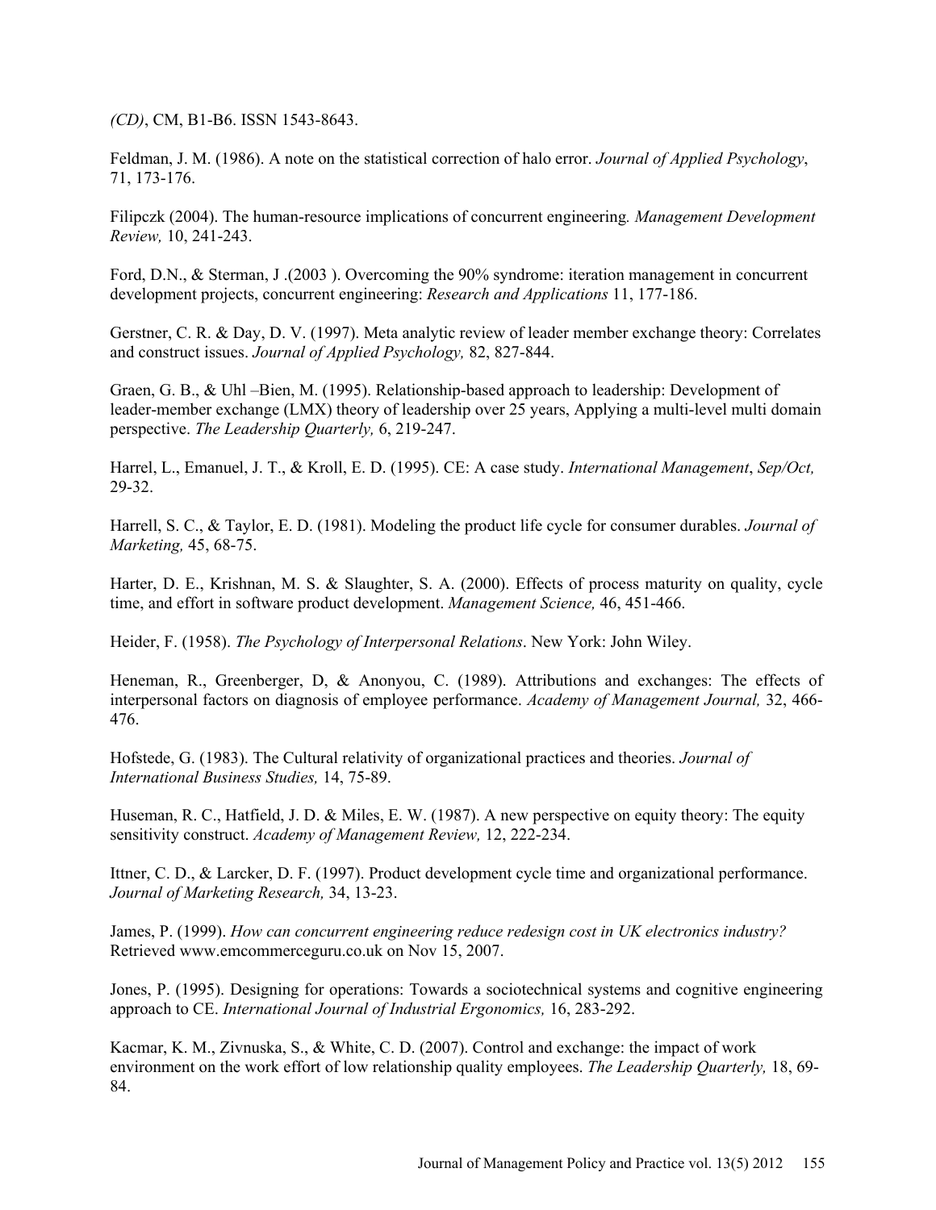*(CD)*, CM, B1-B6. ISSN 1543-8643.

Feldman, J. M. (1986). A note on the statistical correction of halo error. *Journal of Applied Psychology*, 71, 173-176.

Filipczk (2004). The human-resource implications of concurrent engineering*. Management Development Review,* 10, 241-243.

Ford, D.N., & Sterman, J .(2003 ). Overcoming the 90% syndrome: iteration management in concurrent development projects, concurrent engineering: *Research and Applications* 11, 177-186.

Gerstner, C. R. & Day, D. V. (1997). Meta analytic review of leader member exchange theory: Correlates and construct issues. *Journal of Applied Psychology,* 82, 827-844.

Graen, G. B., & Uhl –Bien, M. (1995). Relationship-based approach to leadership: Development of leader-member exchange (LMX) theory of leadership over 25 years, Applying a multi-level multi domain perspective. *The Leadership Quarterly,* 6, 219-247.

Harrel, L., Emanuel, J. T., & Kroll, E. D. (1995). CE: A case study. *International Management*, *Sep/Oct,* 29-32.

Harrell, S. C., & Taylor, E. D. (1981). Modeling the product life cycle for consumer durables. *Journal of Marketing,* 45, 68-75.

Harter, D. E., Krishnan, M. S. & Slaughter, S. A. (2000). Effects of process maturity on quality, cycle time, and effort in software product development. *Management Science,* 46, 451-466.

Heider, F. (1958). *The Psychology of Interpersonal Relations*. New York: John Wiley.

Heneman, R., Greenberger, D, & Anonyou, C. (1989). Attributions and exchanges: The effects of interpersonal factors on diagnosis of employee performance. *Academy of Management Journal,* 32, 466-476.

Hofstede, G. (1983). The Cultural relativity of organizational practices and theories. *Journal of International Business Studies,* 14, 75-89.

Huseman, R. C., Hatfield, J. D. & Miles, E. W. (1987). A new perspective on equity theory: The equity sensitivity construct. *Academy of Management Review,* 12, 222-234.

Ittner, C. D., & Larcker, D. F. (1997). Product development cycle time and organizational performance. *Journal of Marketing Research,* 34, 13-23.

James, P. (1999). *How can concurrent engineering reduce redesign cost in UK electronics industry?* Retrieved www.emcommerceguru.co.uk on Nov 15, 2007.

Jones, P. (1995). Designing for operations: Towards a sociotechnical systems and cognitive engineering approach to CE. *International Journal of Industrial Ergonomics,* 16, 283-292.

Kacmar, K. M., Zivnuska, S., & White, C. D. (2007). Control and exchange: the impact of work environment on the work effort of low relationship quality employees. *The Leadership Quarterly,* 18, 69-84.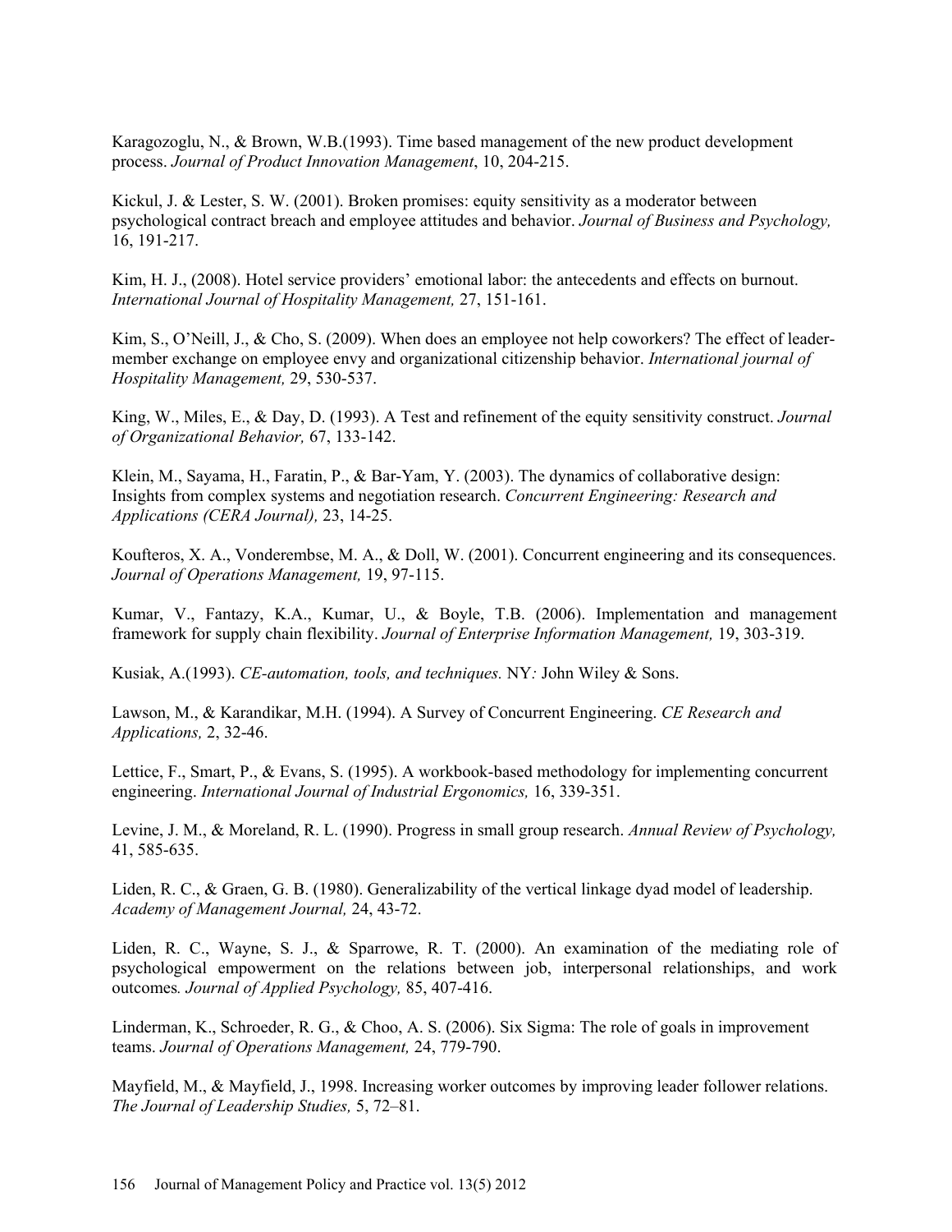Karagozoglu, N., & Brown, W.B.(1993). Time based management of the new product development process. *Journal of Product Innovation Management*, 10, 204-215.

Kickul, J. & Lester, S. W. (2001). Broken promises: equity sensitivity as a moderator between psychological contract breach and employee attitudes and behavior. *Journal of Business and Psychology,* 16, 191-217.

Kim, H. J., (2008). Hotel service providers' emotional labor: the antecedents and effects on burnout. *International Journal of Hospitality Management,* 27, 151-161.

Kim, S., O'Neill, J., & Cho, S. (2009). When does an employee not help coworkers? The effect of leader-member exchange on employee envy and organizational citizenship behavior. *International journal of Hospitality Management,* 29, 530-537.

King, W., Miles, E., & Day, D. (1993). A Test and refinement of the equity sensitivity construct. *Journal of Organizational Behavior,* 67, 133-142.

Klein, M., Sayama, H., Faratin, P., & Bar-Yam, Y. (2003). The dynamics of collaborative design: Insights from complex systems and negotiation research. *Concurrent Engineering: Research and Applications (CERA Journal),* 23, 14-25.

Koufteros, X. A., Vonderembse, M. A., & Doll, W. (2001). Concurrent engineering and its consequences. *Journal of Operations Management,* 19, 97-115.

Kumar, V., Fantazy, K.A., Kumar, U., & Boyle, T.B. (2006). Implementation and management framework for supply chain flexibility. *Journal of Enterprise Information Management,* 19, 303-319.

Kusiak, A.(1993). *CE-automation, tools, and techniques.* NY*:* John Wiley & Sons.

Lawson, M., & Karandikar, M.H. (1994). A Survey of Concurrent Engineering. *CE Research and Applications,* 2, 32-46.

Lettice, F., Smart, P., & Evans, S. (1995). A workbook-based methodology for implementing concurrent engineering. *International Journal of Industrial Ergonomics,* 16, 339-351.

Levine, J. M., & Moreland, R. L. (1990). Progress in small group research. *Annual Review of Psychology,* 41, 585-635.

Liden, R. C., & Graen, G. B. (1980). Generalizability of the vertical linkage dyad model of leadership. *Academy of Management Journal,* 24, 43-72.

Liden, R. C., Wayne, S. J., & Sparrowe, R. T. (2000). An examination of the mediating role of psychological empowerment on the relations between job, interpersonal relationships, and work outcomes*. Journal of Applied Psychology,* 85, 407-416.

Linderman, K., Schroeder, R. G., & Choo, A. S. (2006). Six Sigma: The role of goals in improvement teams. *Journal of Operations Management,* 24, 779-790.

Mayfield, M., & Mayfield, J., 1998. Increasing worker outcomes by improving leader follower relations. *The Journal of Leadership Studies,* 5, 72–81.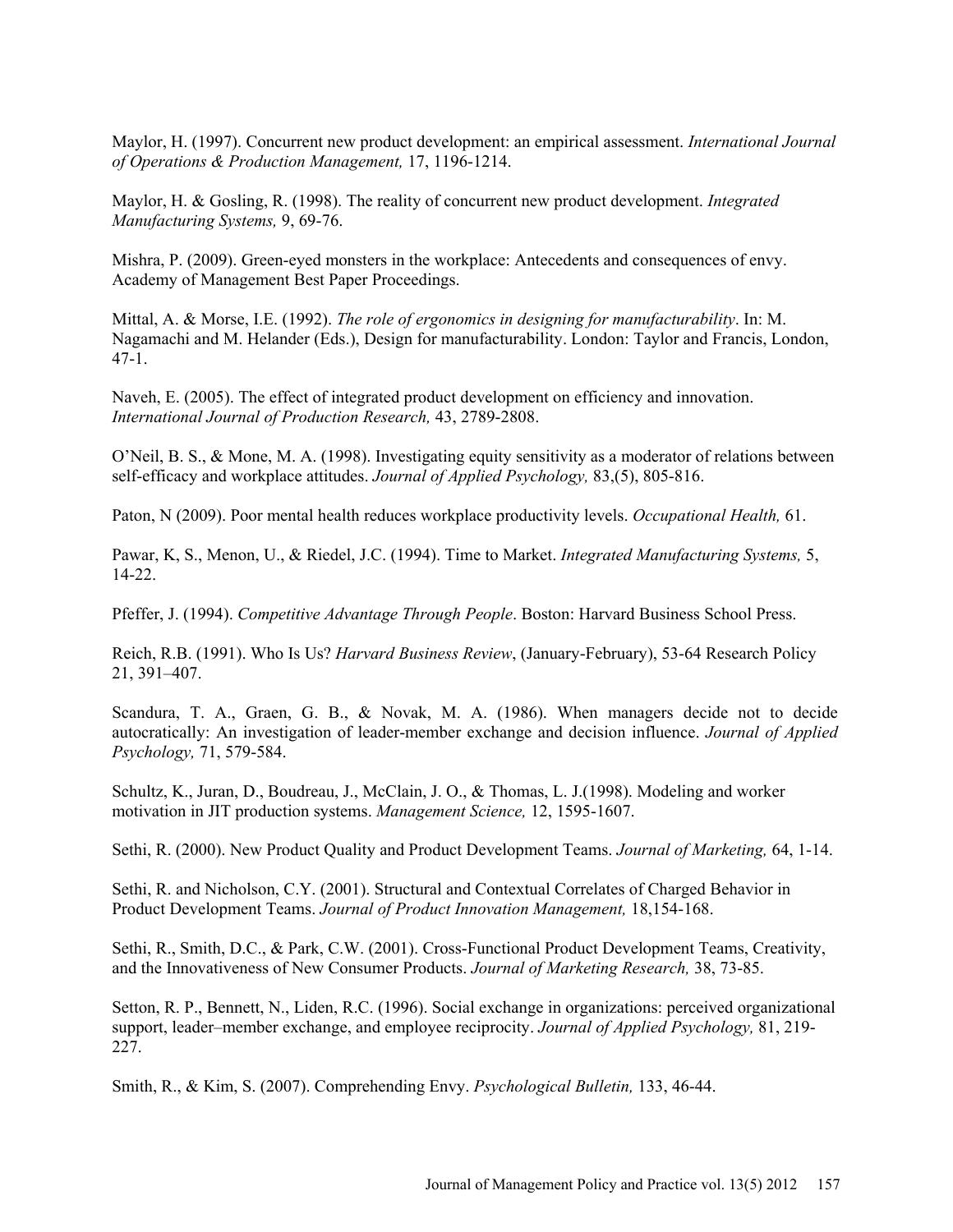Maylor, H. (1997). Concurrent new product development: an empirical assessment. *International Journal of Operations & Production Management,* 17, 1196-1214.

Maylor, H. & Gosling, R. (1998). The reality of concurrent new product development. *Integrated Manufacturing Systems,* 9, 69-76.

Mishra, P. (2009). Green-eyed monsters in the workplace: Antecedents and consequences of envy. Academy of Management Best Paper Proceedings.

Mittal, A. & Morse, I.E. (1992). *The role of ergonomics in designing for manufacturability*. In: M. Nagamachi and M. Helander (Eds.), Design for manufacturability. London: Taylor and Francis, London, 47-1.

Naveh, E. (2005). The effect of integrated product development on efficiency and innovation. *International Journal of Production Research,* 43, 2789-2808.

O'Neil, B. S., & Mone, M. A. (1998). Investigating equity sensitivity as a moderator of relations between self-efficacy and workplace attitudes. *Journal of Applied Psychology,* 83,(5), 805-816.

Paton, N (2009). Poor mental health reduces workplace productivity levels. *Occupational Health,* 61.

Pawar, K, S., Menon, U., & Riedel, J.C. (1994). Time to Market. *Integrated Manufacturing Systems,* 5, 14-22.

Pfeffer, J. (1994). *Competitive Advantage Through People*. Boston: Harvard Business School Press.

Reich, R.B. (1991). Who Is Us? *Harvard Business Review*, (January-February), 53-64 Research Policy 21, 391–407.

Scandura, T. A., Graen, G. B., & Novak, M. A. (1986). When managers decide not to decide autocratically: An investigation of leader-member exchange and decision influence. *Journal of Applied Psychology,* 71, 579-584.

Schultz, K., Juran, D., Boudreau, J., McClain, J. O., & Thomas, L. J.(1998). Modeling and worker motivation in JIT production systems. *Management Science,* 12, 1595-1607.

Sethi, R. (2000). New Product Quality and Product Development Teams. *Journal of Marketing,* 64, 1-14.

Sethi, R. and Nicholson, C.Y. (2001). Structural and Contextual Correlates of Charged Behavior in Product Development Teams. *Journal of Product Innovation Management,* 18,154-168.

Sethi, R., Smith, D.C., & Park, C.W. (2001). Cross-Functional Product Development Teams, Creativity, and the Innovativeness of New Consumer Products. *Journal of Marketing Research,* 38, 73-85.

Setton, R. P., Bennett, N., Liden, R.C. (1996). Social exchange in organizations: perceived organizational support, leader–member exchange, and employee reciprocity. *Journal of Applied Psychology,* 81, 219-227.

Smith, R., & Kim, S. (2007). Comprehending Envy. *Psychological Bulletin,* 133, 46-44.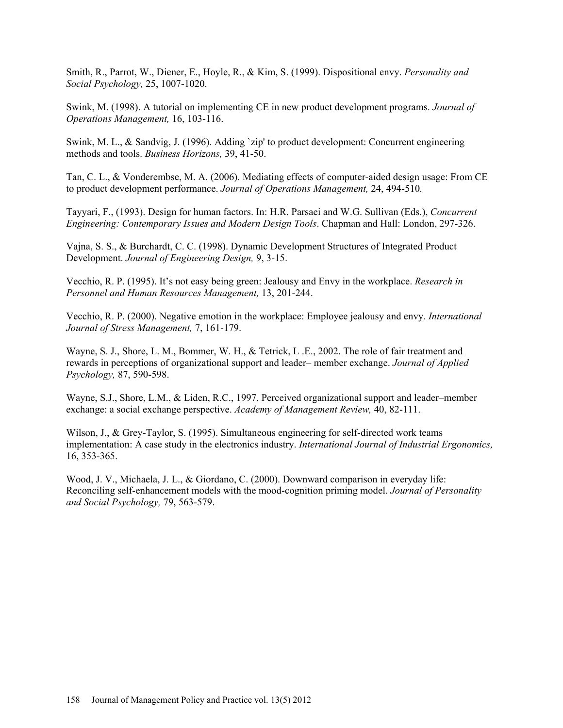Smith, R., Parrot, W., Diener, E., Hoyle, R., & Kim, S. (1999). Dispositional envy. *Personality and Social Psychology,* 25, 1007-1020.

Swink, M. (1998). A tutorial on implementing CE in new product development programs. *Journal of Operations Management,* 16, 103-116.

Swink, M. L., & Sandvig, J. (1996). Adding `zip' to product development: Concurrent engineering methods and tools. *Business Horizons,* 39, 41-50.

Tan, C. L., & Vonderembse, M. A. (2006). Mediating effects of computer-aided design usage: From CE to product development performance. *Journal of Operations Management,* 24, 494-510*.*

Tayyari, F., (1993). Design for human factors. In: H.R. Parsaei and W.G. Sullivan (Eds.), *Concurrent Engineering: Contemporary Issues and Modern Design Tools*. Chapman and Hall: London, 297-326.

Vajna, S. S., & Burchardt, C. C. (1998). Dynamic Development Structures of Integrated Product Development. *Journal of Engineering Design,* 9, 3-15.

Vecchio, R. P. (1995). It's not easy being green: Jealousy and Envy in the workplace. *Research in Personnel and Human Resources Management,* 13, 201-244.

Vecchio, R. P. (2000). Negative emotion in the workplace: Employee jealousy and envy. *International Journal of Stress Management,* 7, 161-179.

Wayne, S. J., Shore, L. M., Bommer, W. H., & Tetrick, L .E., 2002. The role of fair treatment and rewards in perceptions of organizational support and leader– member exchange. *Journal of Applied Psychology,* 87, 590-598.

Wayne, S.J., Shore, L.M., & Liden, R.C., 1997. Perceived organizational support and leader–member exchange: a social exchange perspective. *Academy of Management Review,* 40, 82-111.

Wilson, J., & Grey-Taylor, S. (1995). Simultaneous engineering for self-directed work teams implementation: A case study in the electronics industry. *International Journal of Industrial Ergonomics,* 16, 353-365.

Wood, J. V., Michaela, J. L., & Giordano, C. (2000). Downward comparison in everyday life: Reconciling self-enhancement models with the mood-cognition priming model. *Journal of Personality and Social Psychology,* 79, 563-579.